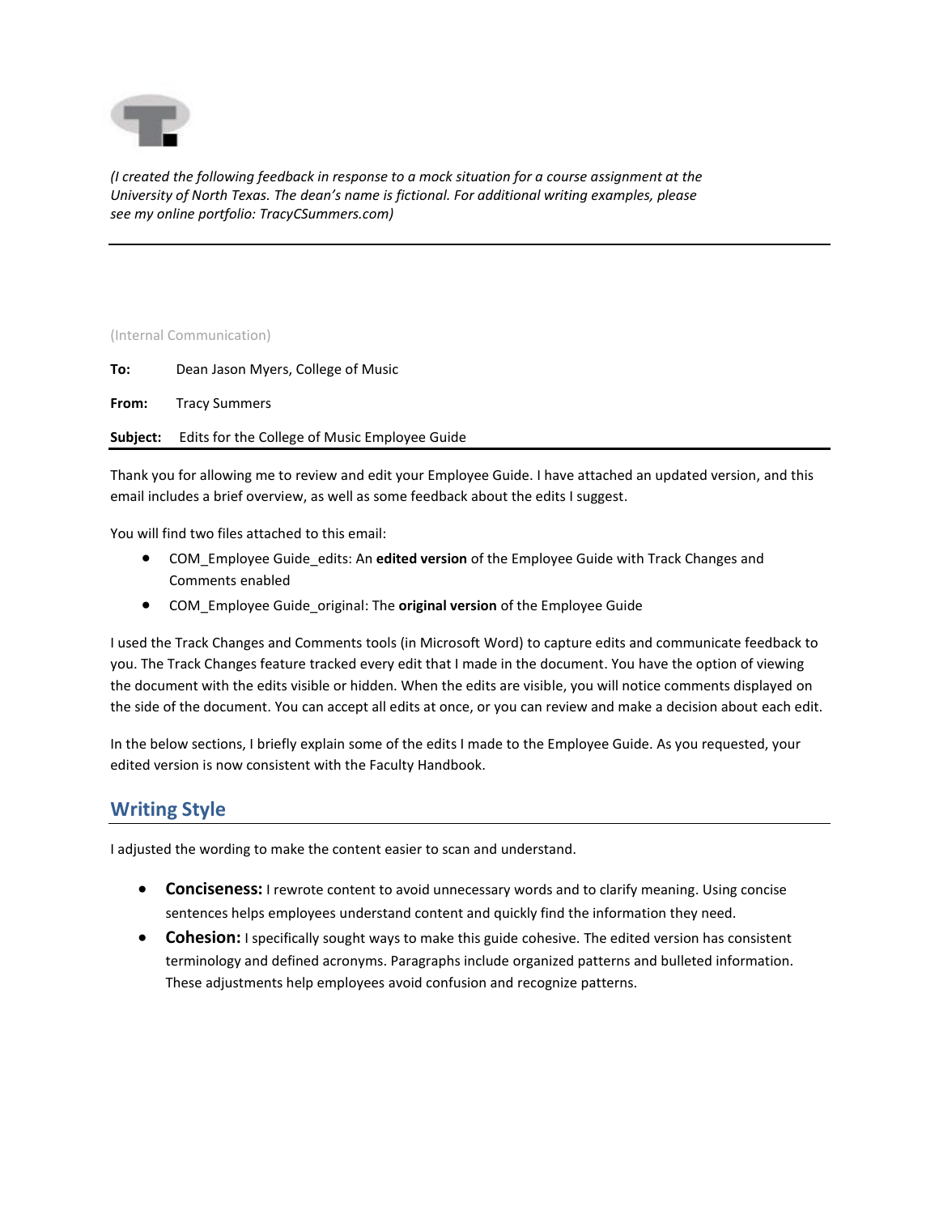*(I created the following feedback in response to a mock situation for a course assignment at the University of North Texas. The dean's name is fictional. For additional writing examples, please see my online portfolio: TracyCSummers.com)*

---

(Internal Communication)

**To:** Dean Jason Myers, College of Music

**From:** Tracy Summers

**Subject:** Edits for the College of Music Employee Guide

---

Thank you for allowing me to review and edit your Employee Guide. I have attached an updated version, and this email includes a brief overview, as well as some feedback about the edits I suggest.

You will find two files attached to this email:

- COM_Employee Guide_edits: An **edited version** of the Employee Guide with Track Changes and Comments enabled
- COM_Employee Guide_original: The **original version** of the Employee Guide

I used the Track Changes and Comments tools (in Microsoft Word) to capture edits and communicate feedback to you. The Track Changes feature tracked every edit that I made in the document. You have the option of viewing the document with the edits visible or hidden. When the edits are visible, you will notice comments displayed on the side of the document. You can accept all edits at once, or you can review and make a decision about each edit.

In the below sections, I briefly explain some of the edits I made to the Employee Guide. As you requested, your edited version is now consistent with the Faculty Handbook.

## Writing Style

I adjusted the wording to make the content easier to scan and understand.

- **Conciseness:** I rewrote content to avoid unnecessary words and to clarify meaning. Using concise sentences helps employees understand content and quickly find the information they need.
- **Cohesion:** I specifically sought ways to make this guide cohesive. The edited version has consistent terminology and defined acronyms. Paragraphs include organized patterns and bulleted information. These adjustments help employees avoid confusion and recognize patterns.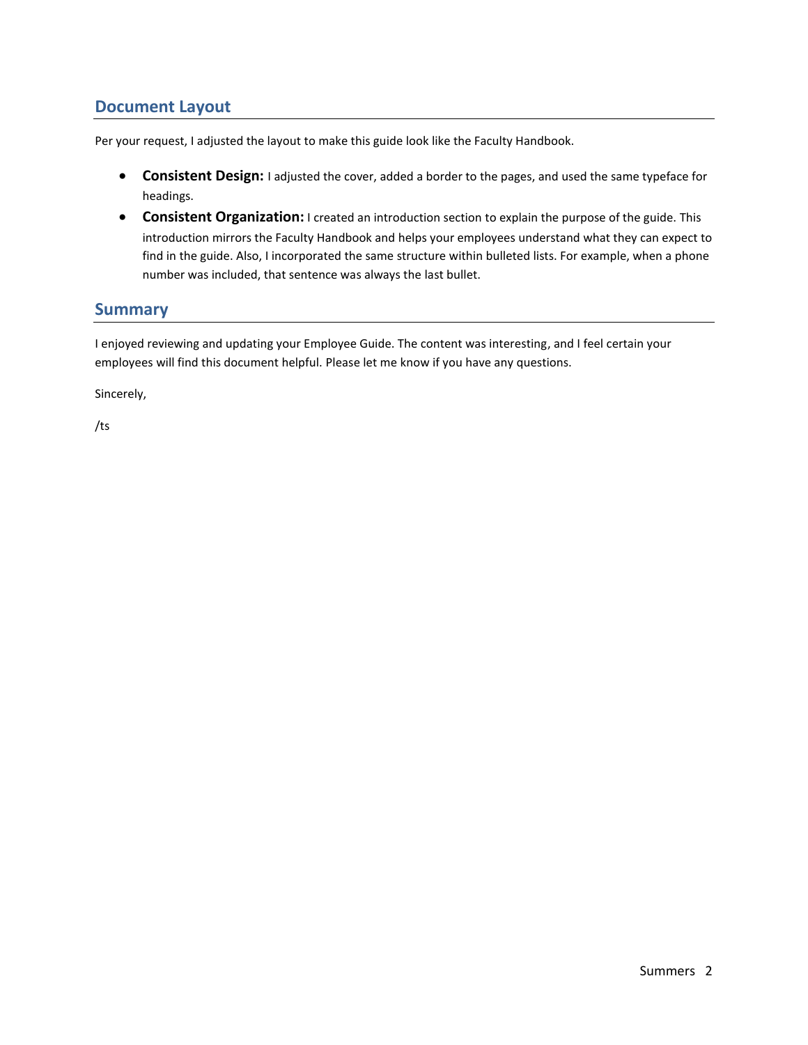## Document Layout

Per your request, I adjusted the layout to make this guide look like the Faculty Handbook.

- **Consistent Design:** I adjusted the cover, added a border to the pages, and used the same typeface for headings.
- **Consistent Organization:** I created an introduction section to explain the purpose of the guide. This introduction mirrors the Faculty Handbook and helps your employees understand what they can expect to find in the guide. Also, I incorporated the same structure within bulleted lists. For example, when a phone number was included, that sentence was always the last bullet.

## Summary

I enjoyed reviewing and updating your Employee Guide. The content was interesting, and I feel certain your employees will find this document helpful. Please let me know if you have any questions.

Sincerely,

/ts